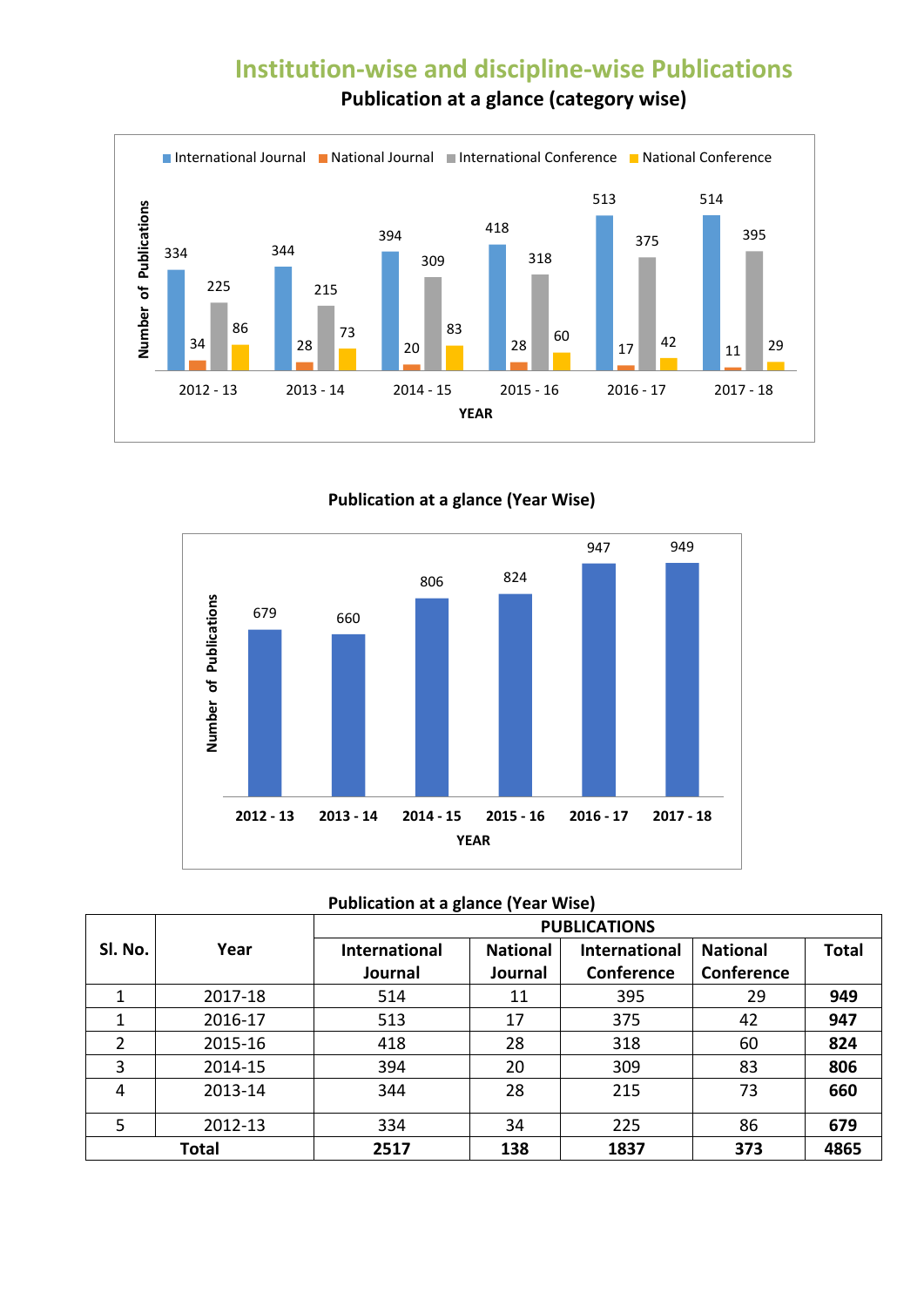# Institution-wise and discipline-wise Publications

## Publication at a glance (category wise)

## Publication at a glance (Year Wise)

**Publication at a glance (Year Wise)**

| Sl. No. | Year | PUBLICATIONS | | | | |
|---|---|---|---|---|---|---|
| | | International Journal | National Journal | International Conference | National Conference | Total |
| 1 | 2017-18 | 514 | 11 | 395 | 29 | **949** |
| 1 | 2016-17 | 513 | 17 | 375 | 42 | **947** |
| 2 | 2015-16 | 418 | 28 | 318 | 60 | **824** |
| 3 | 2014-15 | 394 | 20 | 309 | 83 | **806** |
| 4 | 2013-14 | 344 | 28 | 215 | 73 | **660** |
| 5 | 2012-13 | 334 | 34 | 225 | 86 | **679** |
| **Total** | | **2517** | **138** | **1837** | **373** | **4865** |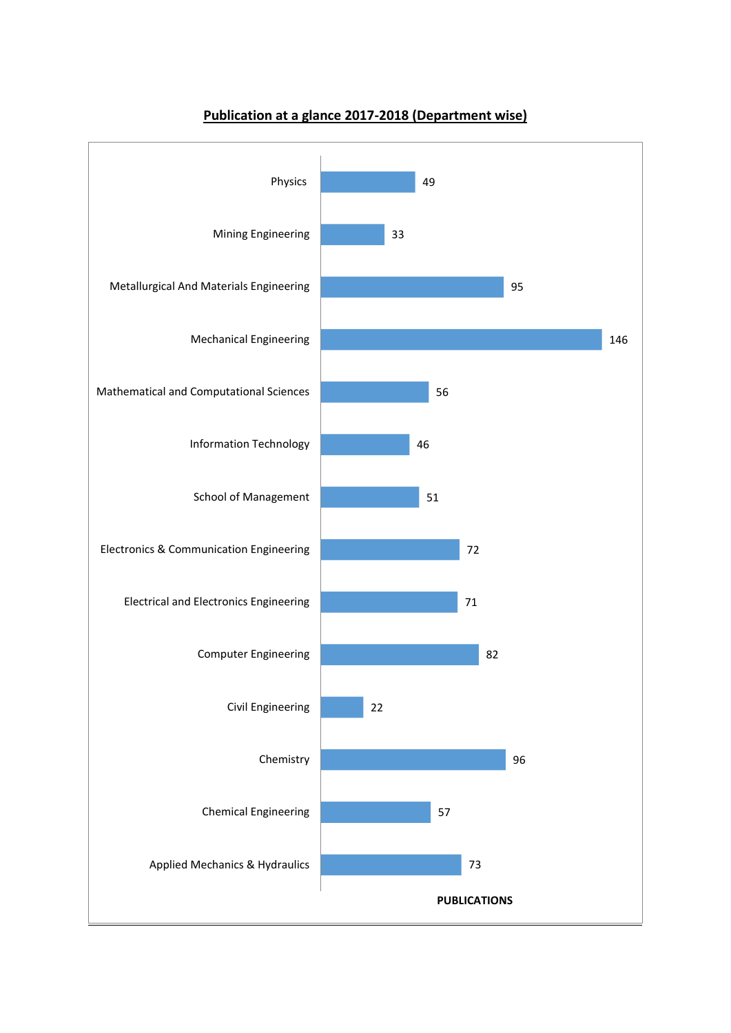# Publication at a glance 2017-2018 (Department wise)

| Department | PUBLICATIONS |
|---|---|
| Physics | 49 |
| Mining Engineering | 33 |
| Metallurgical And Materials Engineering | 95 |
| Mechanical Engineering | 146 |
| Mathematical and Computational Sciences | 56 |
| Information Technology | 46 |
| School of Management | 51 |
| Electronics & Communication Engineering | 72 |
| Electrical and Electronics Engineering | 71 |
| Computer Engineering | 82 |
| Civil Engineering | 22 |
| Chemistry | 96 |
| Chemical Engineering | 57 |
| Applied Mechanics & Hydraulics | 73 |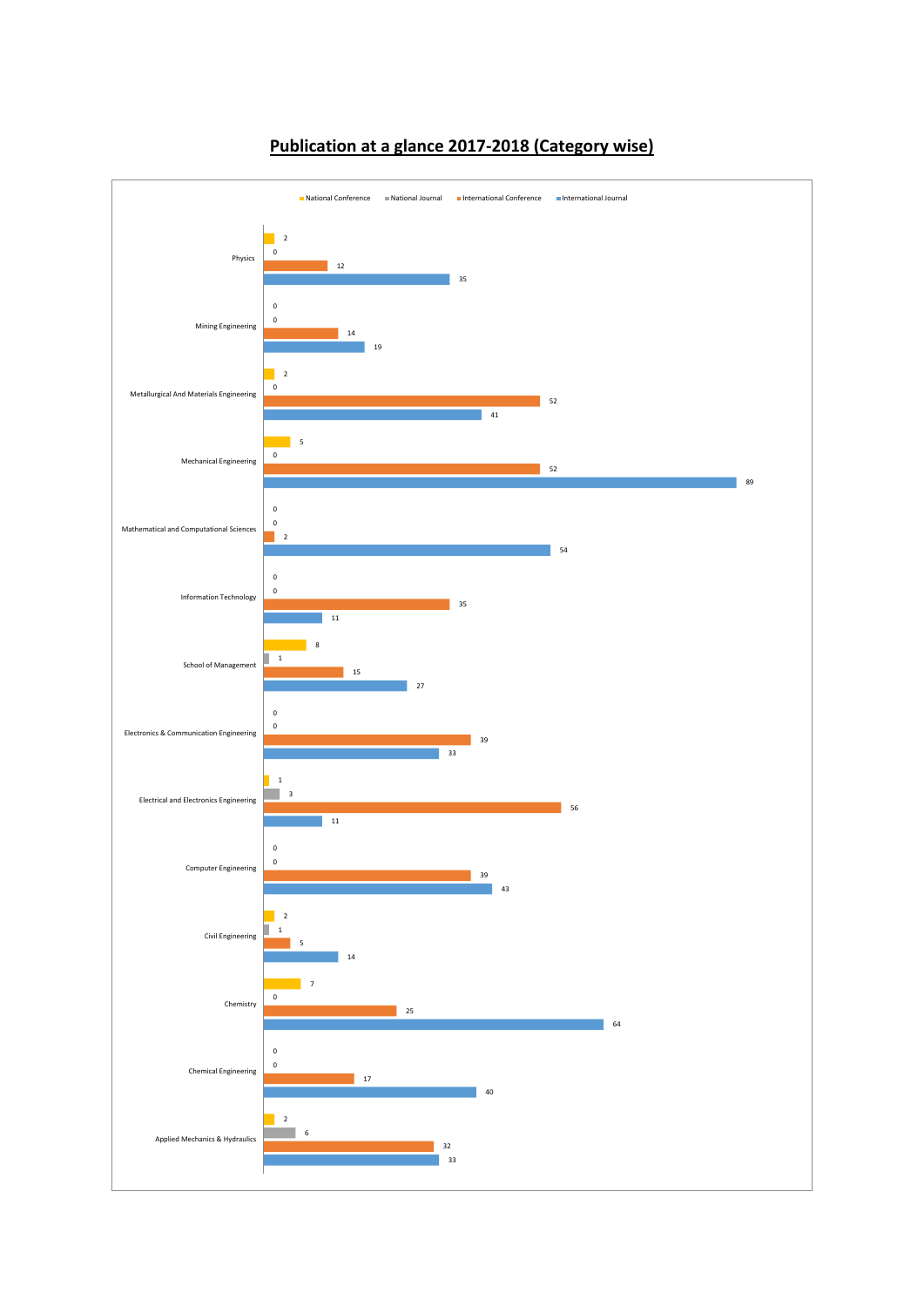# Publication at a glance 2017-2018 (Category wise)

| Department | National Conference | National Journal | International Conference | International Journal |
|---|---|---|---|---|
| Physics | 2 | 0 | 12 | 35 |
| Mining Engineering | 0 | 0 | 14 | 19 |
| Metallurgical And Materials Engineering | 2 | 0 | 52 | 41 |
| Mechanical Engineering | 5 | 0 | 52 | 89 |
| Mathematical and Computational Sciences | 0 | 0 | 2 | 54 |
| Information Technology | 0 | 0 | 35 | 11 |
| School of Management | 8 | 1 | 15 | 27 |
| Electronics & Communication Engineering | 0 | 0 | 39 | 33 |
| Electrical and Electronics Engineering | 1 | 3 | 56 | 11 |
| Computer Engineering | 0 | 0 | 39 | 43 |
| Civil Engineering | 2 | 1 | 5 | 14 |
| Chemistry | 7 | 0 | 25 | 64 |
| Chemical Engineering | 0 | 0 | 17 | 40 |
| Applied Mechanics & Hydraulics | 2 | 6 | 32 | 33 |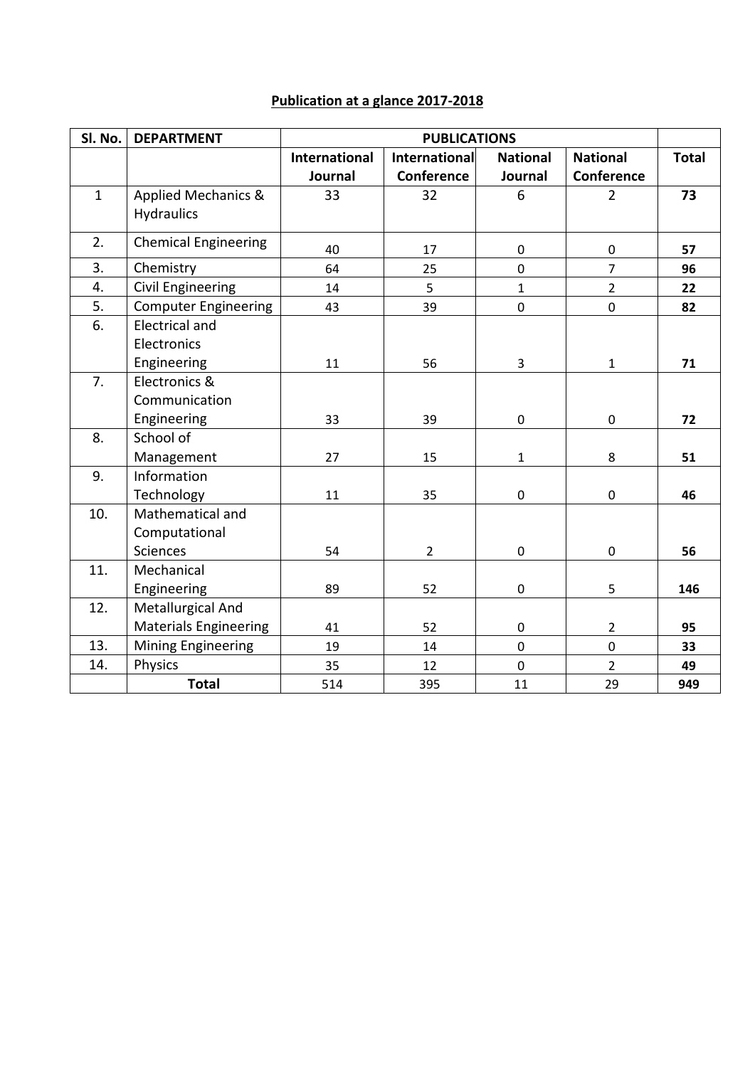**<u>Publication at a glance 2017-2018</u>**

| Sl. No. | DEPARTMENT | PUBLICATIONS | | | | |
|---|---|---|---|---|---|---|
| | | International Journal | International Conference | National Journal | National Conference | Total |
| 1 | Applied Mechanics & Hydraulics | 33 | 32 | 6 | 2 | **73** |
| 2. | Chemical Engineering | 40 | 17 | 0 | 0 | **57** |
| 3. | Chemistry | 64 | 25 | 0 | 7 | **96** |
| 4. | Civil Engineering | 14 | 5 | 1 | 2 | **22** |
| 5. | Computer Engineering | 43 | 39 | 0 | 0 | **82** |
| 6. | Electrical and Electronics Engineering | 11 | 56 | 3 | 1 | **71** |
| 7. | Electronics & Communication Engineering | 33 | 39 | 0 | 0 | **72** |
| 8. | School of Management | 27 | 15 | 1 | 8 | **51** |
| 9. | Information Technology | 11 | 35 | 0 | 0 | **46** |
| 10. | Mathematical and Computational Sciences | 54 | 2 | 0 | 0 | **56** |
| 11. | Mechanical Engineering | 89 | 52 | 0 | 5 | **146** |
| 12. | Metallurgical And Materials Engineering | 41 | 52 | 0 | 2 | **95** |
| 13. | Mining Engineering | 19 | 14 | 0 | 0 | **33** |
| 14. | Physics | 35 | 12 | 0 | 2 | **49** |
| | **Total** | 514 | 395 | 11 | 29 | **949** |